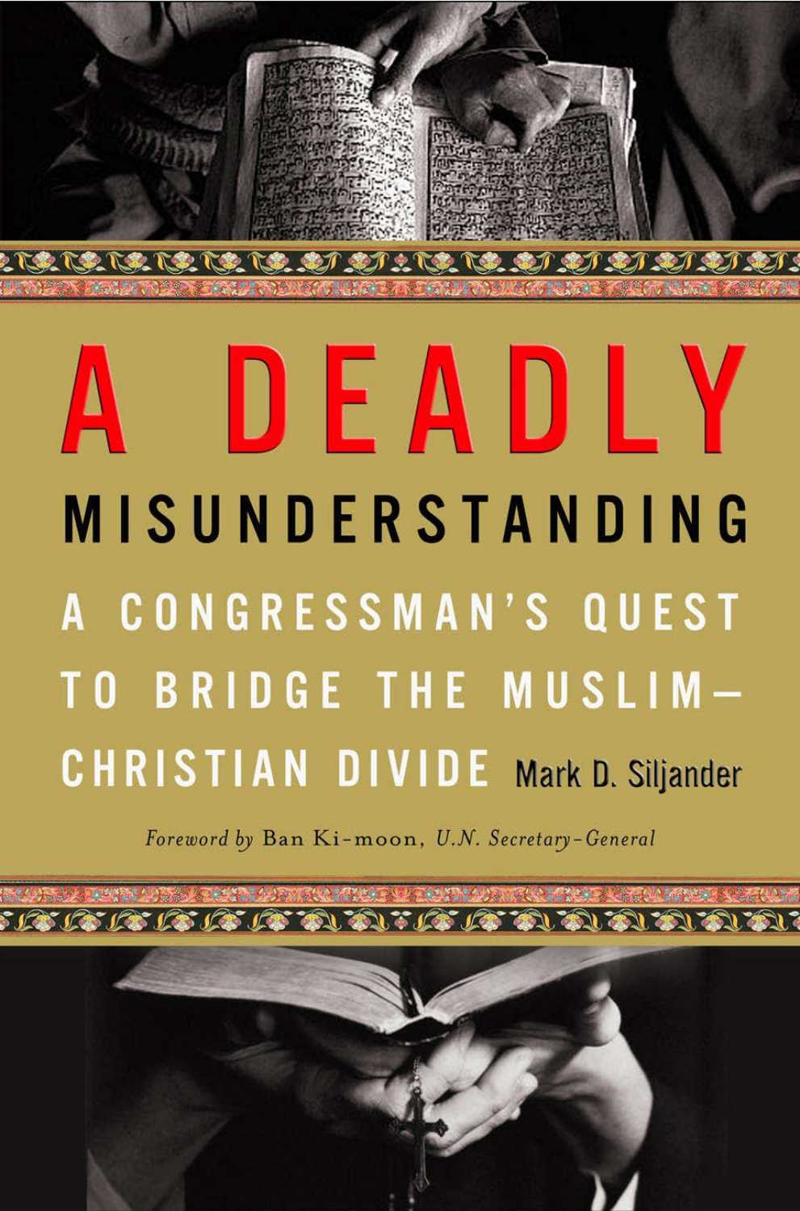# A DEADLY MISUNDERSTANDING

## A CONGRESSMAN'S QUEST TO BRIDGE THE MUSLIM–CHRISTIAN DIVIDE

Mark D. Siljander

*Foreword by* Ban Ki-moon, *U.N. Secretary-General*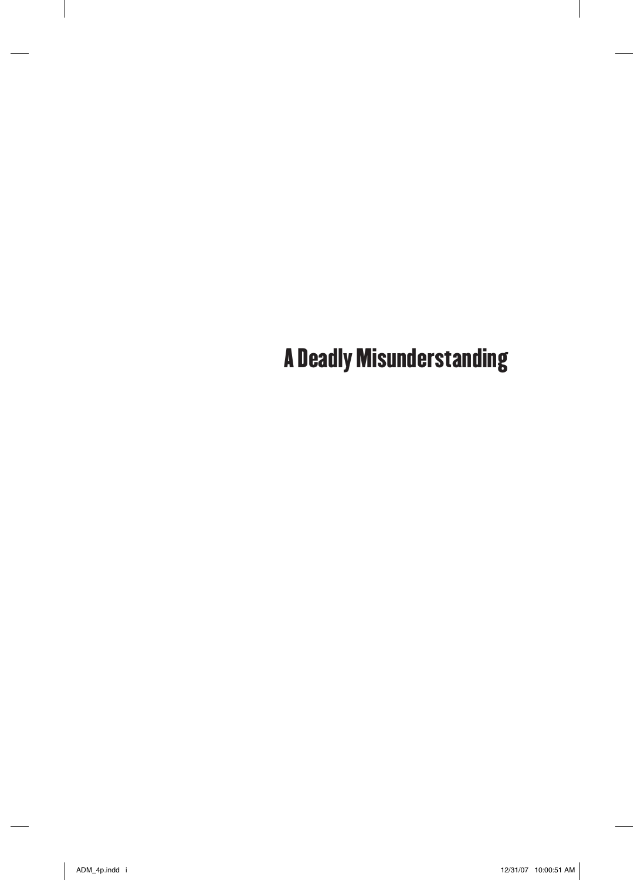# A Deadly Misunderstanding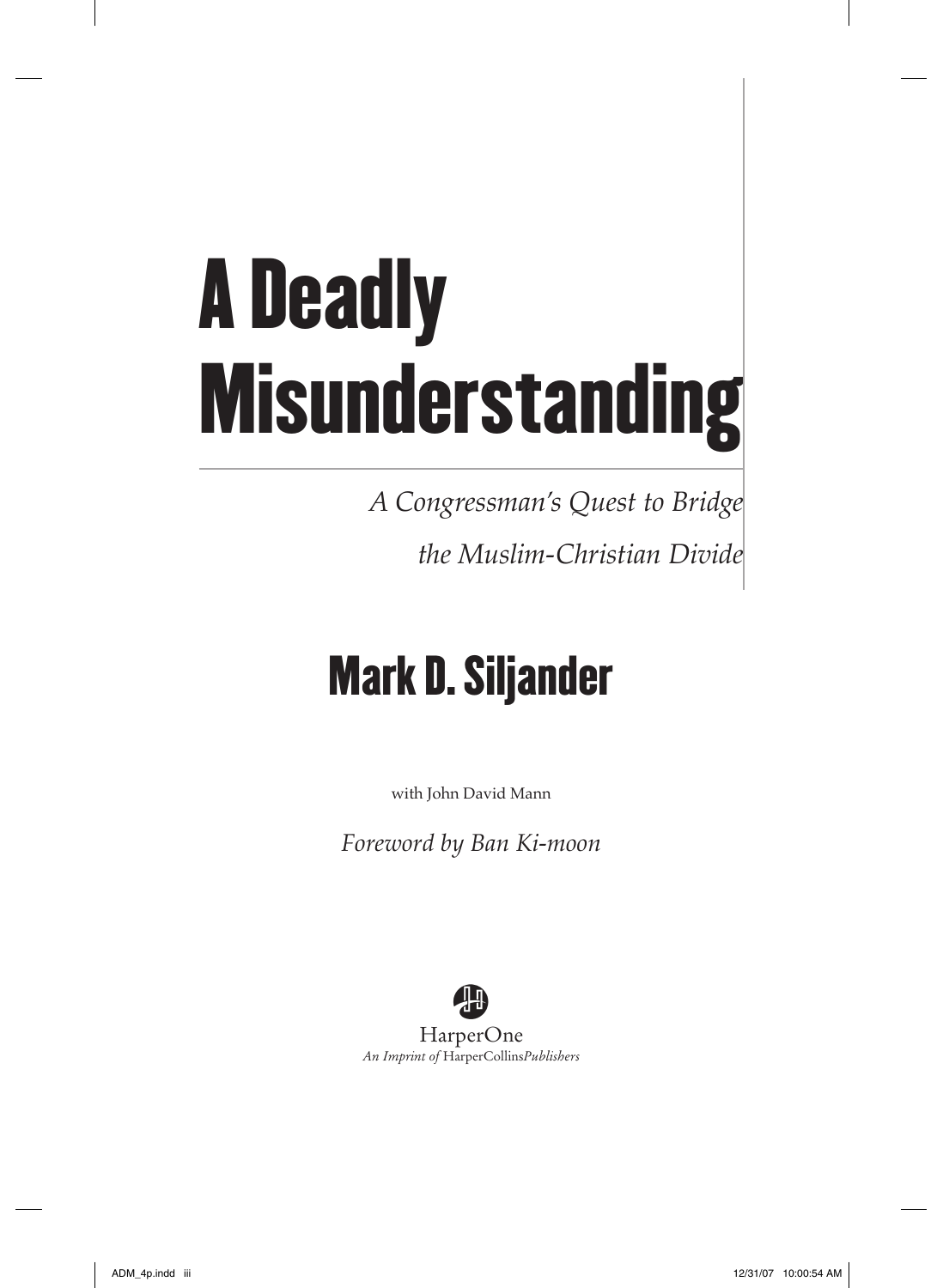# A Deadly Misunderstanding

*A Congressman's Quest to Bridge the Muslim-Christian Divide*

## Mark D. Siljander

with John David Mann

*Foreword by Ban Ki-moon*

HarperOne
*An Imprint of* Harper Collins*Publishers*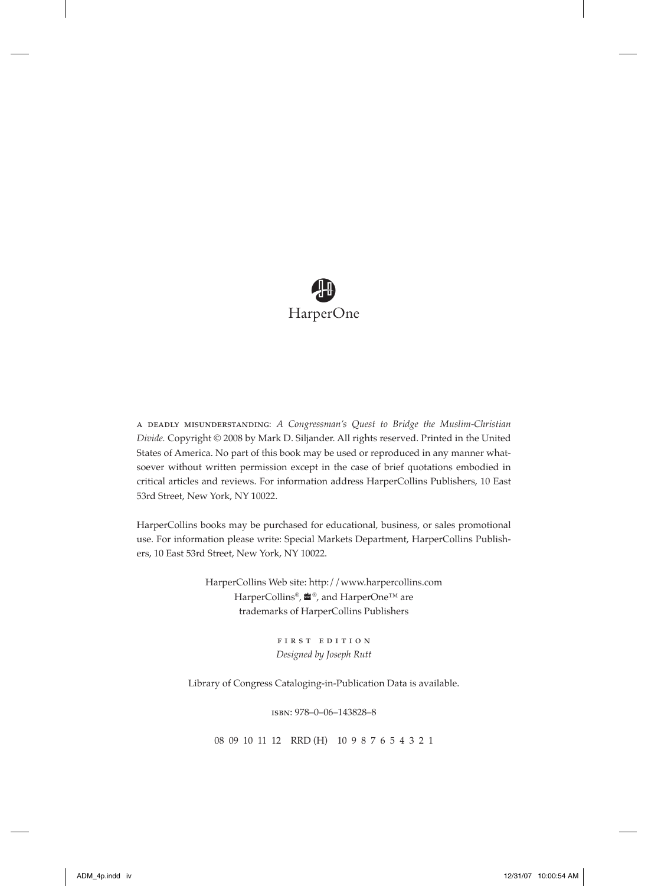HarperOne

A DEADLY MISUNDERSTANDING: *A Congressman's Quest to Bridge the Muslim-Christian Divide.* Copyright © 2008 by Mark D. Siljander. All rights reserved. Printed in the United States of America. No part of this book may be used or reproduced in any manner whatsoever without written permission except in the case of brief quotations embodied in critical articles and reviews. For information address HarperCollins Publishers, 10 East 53rd Street, New York, NY 10022.

HarperCollins books may be purchased for educational, business, or sales promotional use. For information please write: Special Markets Department, HarperCollins Publishers, 10 East 53rd Street, New York, NY 10022.

HarperCollins Web site: http://www.harpercollins.com
HarperCollins®, ®, and HarperOne™ are
trademarks of HarperCollins Publishers

FIRST EDITION
*Designed by Joseph Rutt*

Library of Congress Cataloging-in-Publication Data is available.

ISBN: 978–0–06–143828–8

08 09 10 11 12 RRD (H) 10 9 8 7 6 5 4 3 2 1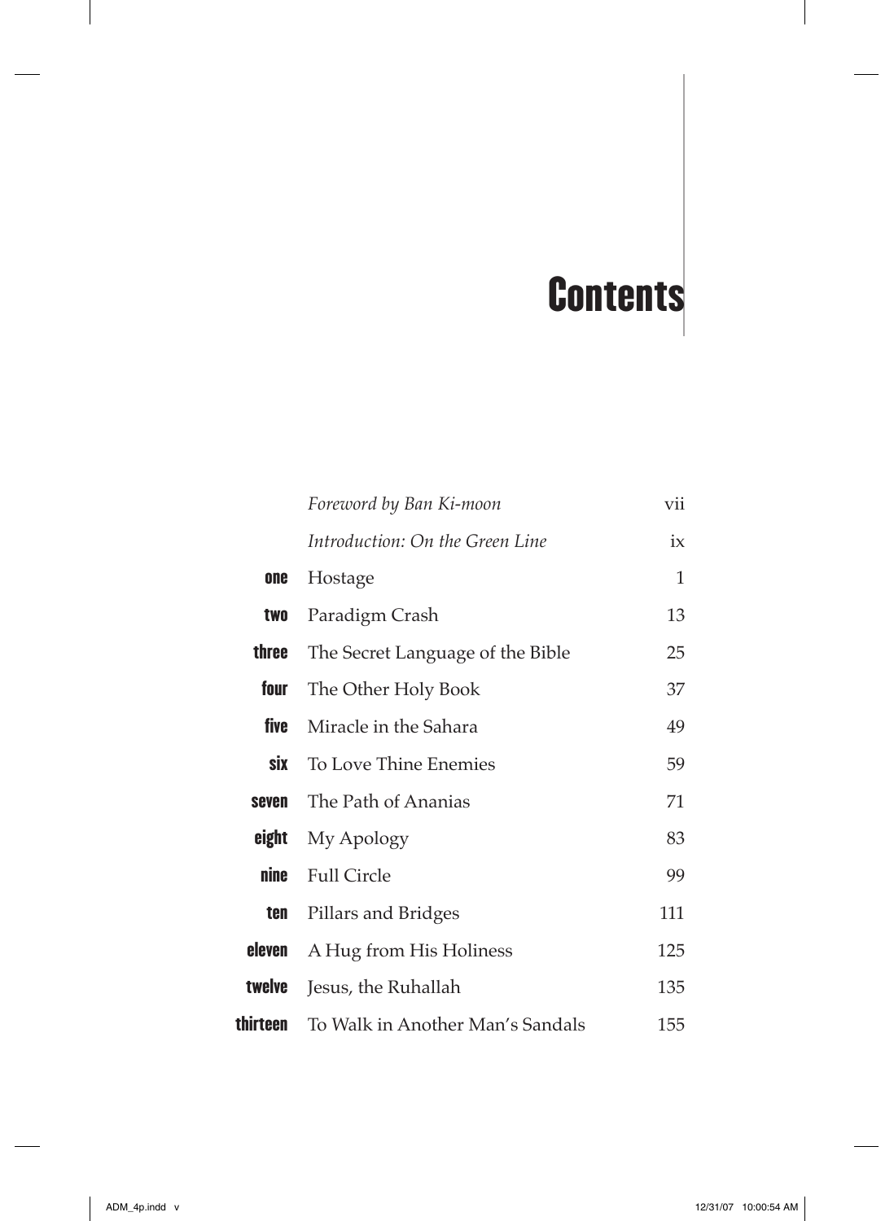# Contents

| | | |
|---|---|---|
| | *Foreword by Ban Ki-moon* | vii |
| | *Introduction: On the Green Line* | ix |
| **one** | Hostage | 1 |
| **two** | Paradigm Crash | 13 |
| **three** | The Secret Language of the Bible | 25 |
| **four** | The Other Holy Book | 37 |
| **five** | Miracle in the Sahara | 49 |
| **six** | To Love Thine Enemies | 59 |
| **seven** | The Path of Ananias | 71 |
| **eight** | My Apology | 83 |
| **nine** | Full Circle | 99 |
| **ten** | Pillars and Bridges | 111 |
| **eleven** | A Hug from His Holiness | 125 |
| **twelve** | Jesus, the Ruhallah | 135 |
| **thirteen** | To Walk in Another Man's Sandals | 155 |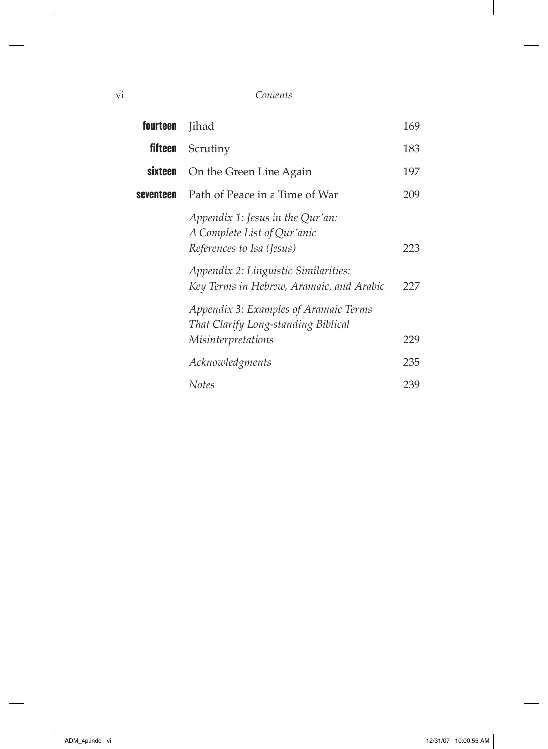| | | |
|---|---|---|
| **fourteen** | Jihad | 169 |
| **fifteen** | Scrutiny | 183 |
| **sixteen** | On the Green Line Again | 197 |
| **seventeen** | Path of Peace in a Time of War | 209 |
| | *Appendix 1: Jesus in the Qur'an: A Complete List of Qur'anic References to Isa (Jesus)* | 223 |
| | *Appendix 2: Linguistic Similarities: Key Terms in Hebrew, Aramaic, and Arabic* | 227 |
| | *Appendix 3: Examples of Aramaic Terms That Clarify Long-standing Biblical Misinterpretations* | 229 |
| | *Acknowledgments* | 235 |
| | *Notes* | 239 |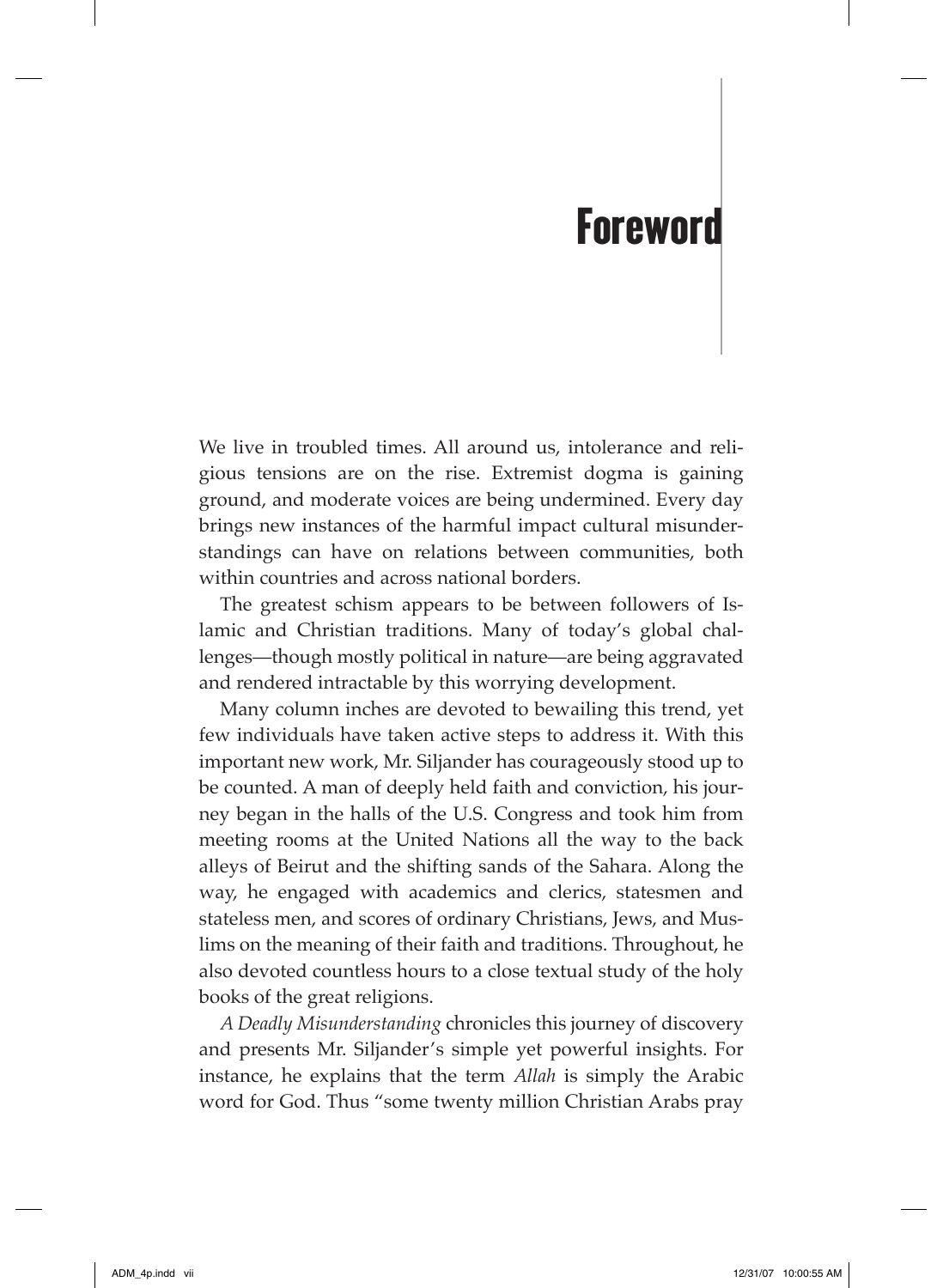# Foreword

We live in troubled times. All around us, intolerance and religious tensions are on the rise. Extremist dogma is gaining ground, and moderate voices are being undermined. Every day brings new instances of the harmful impact cultural misunderstandings can have on relations between communities, both within countries and across national borders.

The greatest schism appears to be between followers of Islamic and Christian traditions. Many of today's global challenges—though mostly political in nature—are being aggravated and rendered intractable by this worrying development.

Many column inches are devoted to bewailing this trend, yet few individuals have taken active steps to address it. With this important new work, Mr. Siljander has courageously stood up to be counted. A man of deeply held faith and conviction, his journey began in the halls of the U.S. Congress and took him from meeting rooms at the United Nations all the way to the back alleys of Beirut and the shifting sands of the Sahara. Along the way, he engaged with academics and clerics, statesmen and stateless men, and scores of ordinary Christians, Jews, and Muslims on the meaning of their faith and traditions. Throughout, he also devoted countless hours to a close textual study of the holy books of the great religions.

*A Deadly Misunderstanding* chronicles this journey of discovery and presents Mr. Siljander's simple yet powerful insights. For instance, he explains that the term *Allah* is simply the Arabic word for God. Thus "some twenty million Christian Arabs pray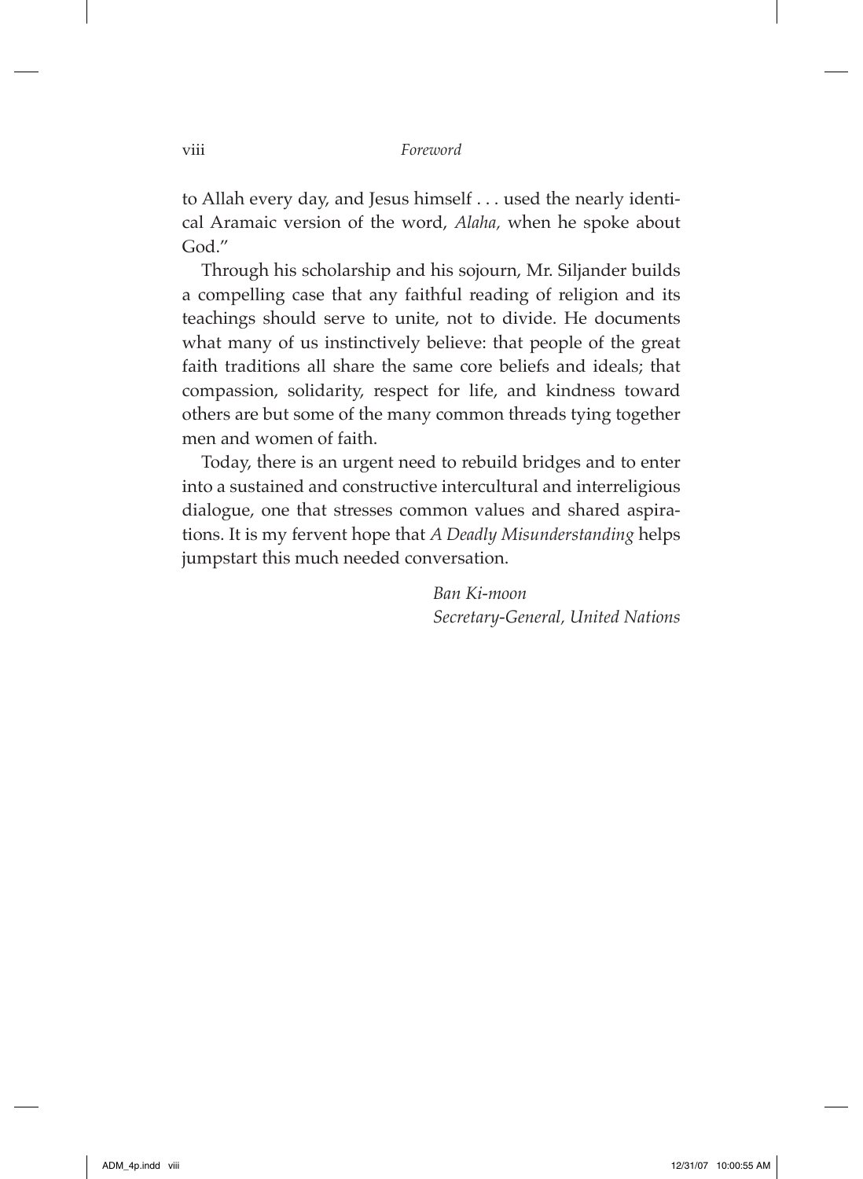to Allah every day, and Jesus himself . . . used the nearly identical Aramaic version of the word, *Alaha,* when he spoke about God."

Through his scholarship and his sojourn, Mr. Siljander builds a compelling case that any faithful reading of religion and its teachings should serve to unite, not to divide. He documents what many of us instinctively believe: that people of the great faith traditions all share the same core beliefs and ideals; that compassion, solidarity, respect for life, and kindness toward others are but some of the many common threads tying together men and women of faith.

Today, there is an urgent need to rebuild bridges and to enter into a sustained and constructive intercultural and interreligious dialogue, one that stresses common values and shared aspirations. It is my fervent hope that *A Deadly Misunderstanding* helps jumpstart this much needed conversation.

*Ban Ki-moon*
*Secretary-General, United Nations*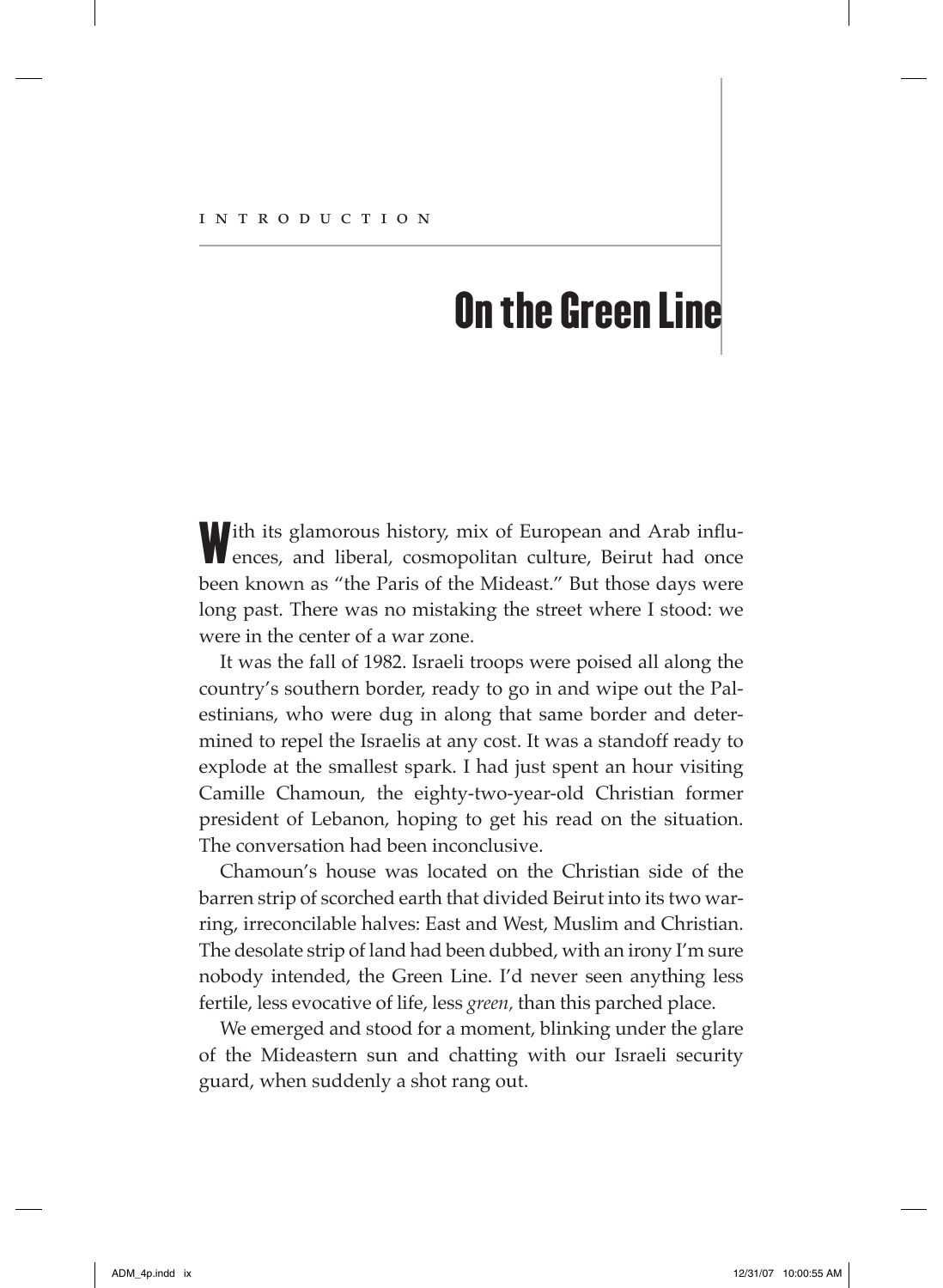INTRODUCTION

# On the Green Line

With its glamorous history, mix of European and Arab influences, and liberal, cosmopolitan culture, Beirut had once been known as "the Paris of the Mideast." But those days were long past. There was no mistaking the street where I stood: we were in the center of a war zone.

It was the fall of 1982. Israeli troops were poised all along the country's southern border, ready to go in and wipe out the Palestinians, who were dug in along that same border and determined to repel the Israelis at any cost. It was a standoff ready to explode at the smallest spark. I had just spent an hour visiting Camille Chamoun, the eighty-two-year-old Christian former president of Lebanon, hoping to get his read on the situation. The conversation had been inconclusive.

Chamoun's house was located on the Christian side of the barren strip of scorched earth that divided Beirut into its two warring, irreconcilable halves: East and West, Muslim and Christian. The desolate strip of land had been dubbed, with an irony I'm sure nobody intended, the Green Line. I'd never seen anything less fertile, less evocative of life, less *green,* than this parched place.

We emerged and stood for a moment, blinking under the glare of the Mideastern sun and chatting with our Israeli security guard, when suddenly a shot rang out.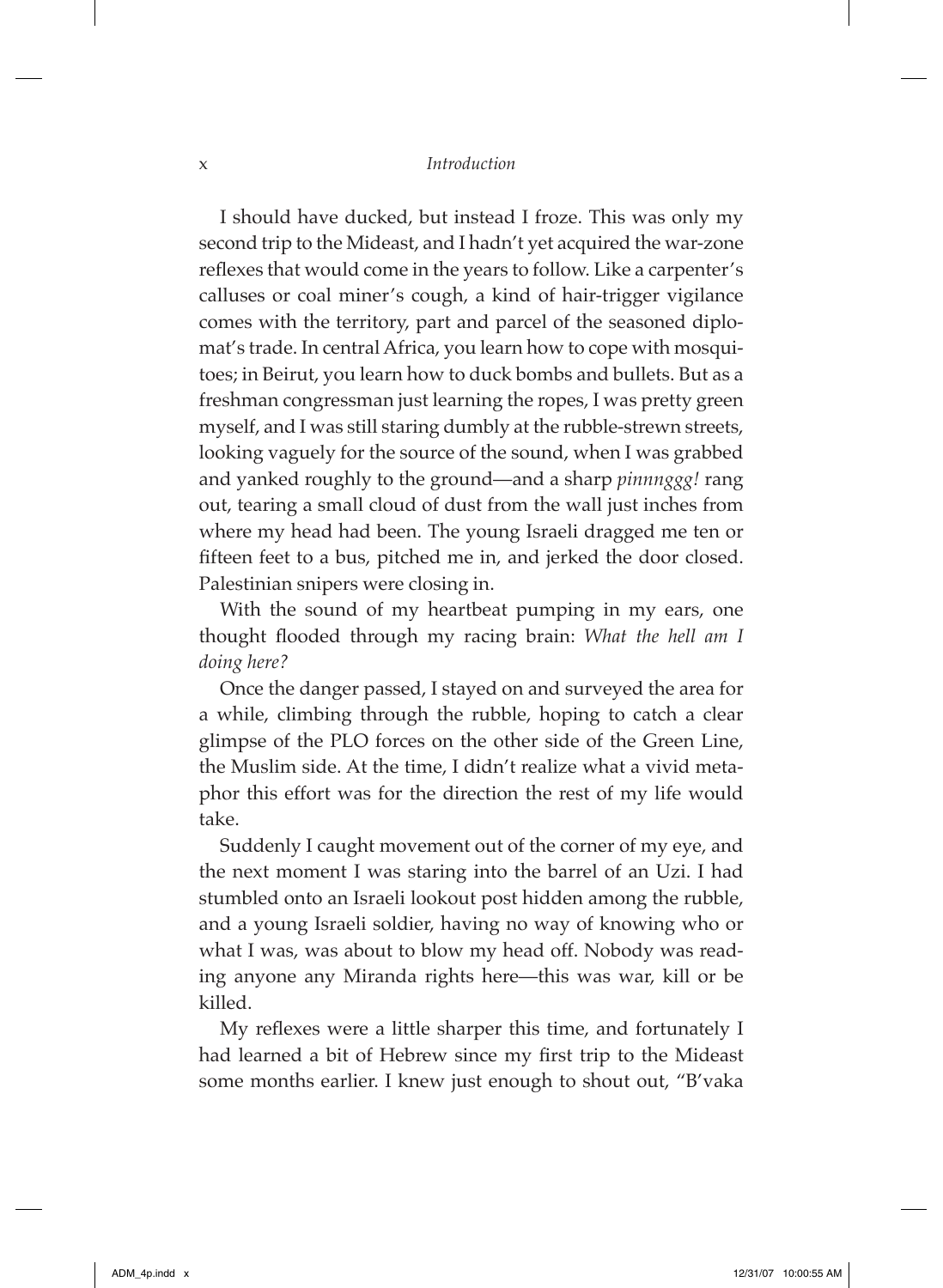I should have ducked, but instead I froze. This was only my second trip to the Mideast, and I hadn't yet acquired the war-zone reflexes that would come in the years to follow. Like a carpenter's calluses or coal miner's cough, a kind of hair-trigger vigilance comes with the territory, part and parcel of the seasoned diplomat's trade. In central Africa, you learn how to cope with mosquitoes; in Beirut, you learn how to duck bombs and bullets. But as a freshman congressman just learning the ropes, I was pretty green myself, and I was still staring dumbly at the rubble-strewn streets, looking vaguely for the source of the sound, when I was grabbed and yanked roughly to the ground—and a sharp *pinnnggg!* rang out, tearing a small cloud of dust from the wall just inches from where my head had been. The young Israeli dragged me ten or fifteen feet to a bus, pitched me in, and jerked the door closed. Palestinian snipers were closing in.

With the sound of my heartbeat pumping in my ears, one thought flooded through my racing brain: *What the hell am I doing here?*

Once the danger passed, I stayed on and surveyed the area for a while, climbing through the rubble, hoping to catch a clear glimpse of the PLO forces on the other side of the Green Line, the Muslim side. At the time, I didn't realize what a vivid metaphor this effort was for the direction the rest of my life would take.

Suddenly I caught movement out of the corner of my eye, and the next moment I was staring into the barrel of an Uzi. I had stumbled onto an Israeli lookout post hidden among the rubble, and a young Israeli soldier, having no way of knowing who or what I was, was about to blow my head off. Nobody was reading anyone any Miranda rights here—this was war, kill or be killed.

My reflexes were a little sharper this time, and fortunately I had learned a bit of Hebrew since my first trip to the Mideast some months earlier. I knew just enough to shout out, "B'vaka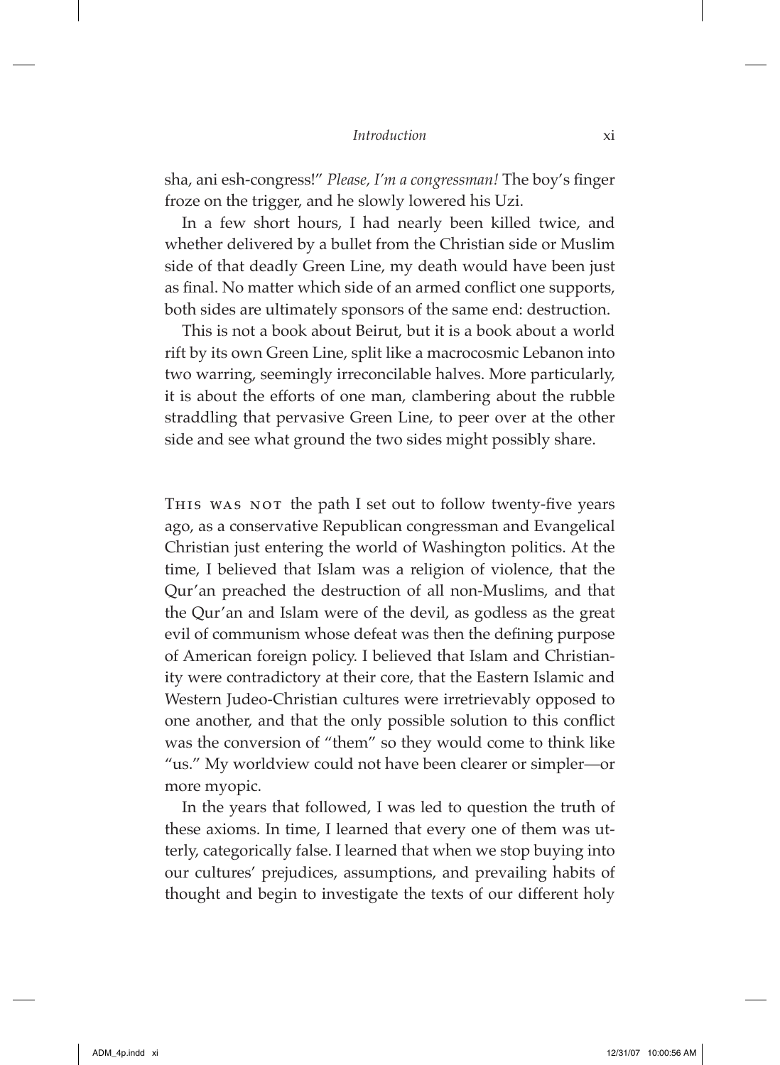sha, ani esh-congress!" *Please, I'm a congressman!* The boy's finger froze on the trigger, and he slowly lowered his Uzi.

In a few short hours, I had nearly been killed twice, and whether delivered by a bullet from the Christian side or Muslim side of that deadly Green Line, my death would have been just as final. No matter which side of an armed conflict one supports, both sides are ultimately sponsors of the same end: destruction.

This is not a book about Beirut, but it is a book about a world rift by its own Green Line, split like a macrocosmic Lebanon into two warring, seemingly irreconcilable halves. More particularly, it is about the efforts of one man, clambering about the rubble straddling that pervasive Green Line, to peer over at the other side and see what ground the two sides might possibly share.

This was not the path I set out to follow twenty-five years ago, as a conservative Republican congressman and Evangelical Christian just entering the world of Washington politics. At the time, I believed that Islam was a religion of violence, that the Qur'an preached the destruction of all non-Muslims, and that the Qur'an and Islam were of the devil, as godless as the great evil of communism whose defeat was then the defining purpose of American foreign policy. I believed that Islam and Christianity were contradictory at their core, that the Eastern Islamic and Western Judeo-Christian cultures were irretrievably opposed to one another, and that the only possible solution to this conflict was the conversion of "them" so they would come to think like "us." My worldview could not have been clearer or simpler—or more myopic.

In the years that followed, I was led to question the truth of these axioms. In time, I learned that every one of them was utterly, categorically false. I learned that when we stop buying into our cultures' prejudices, assumptions, and prevailing habits of thought and begin to investigate the texts of our different holy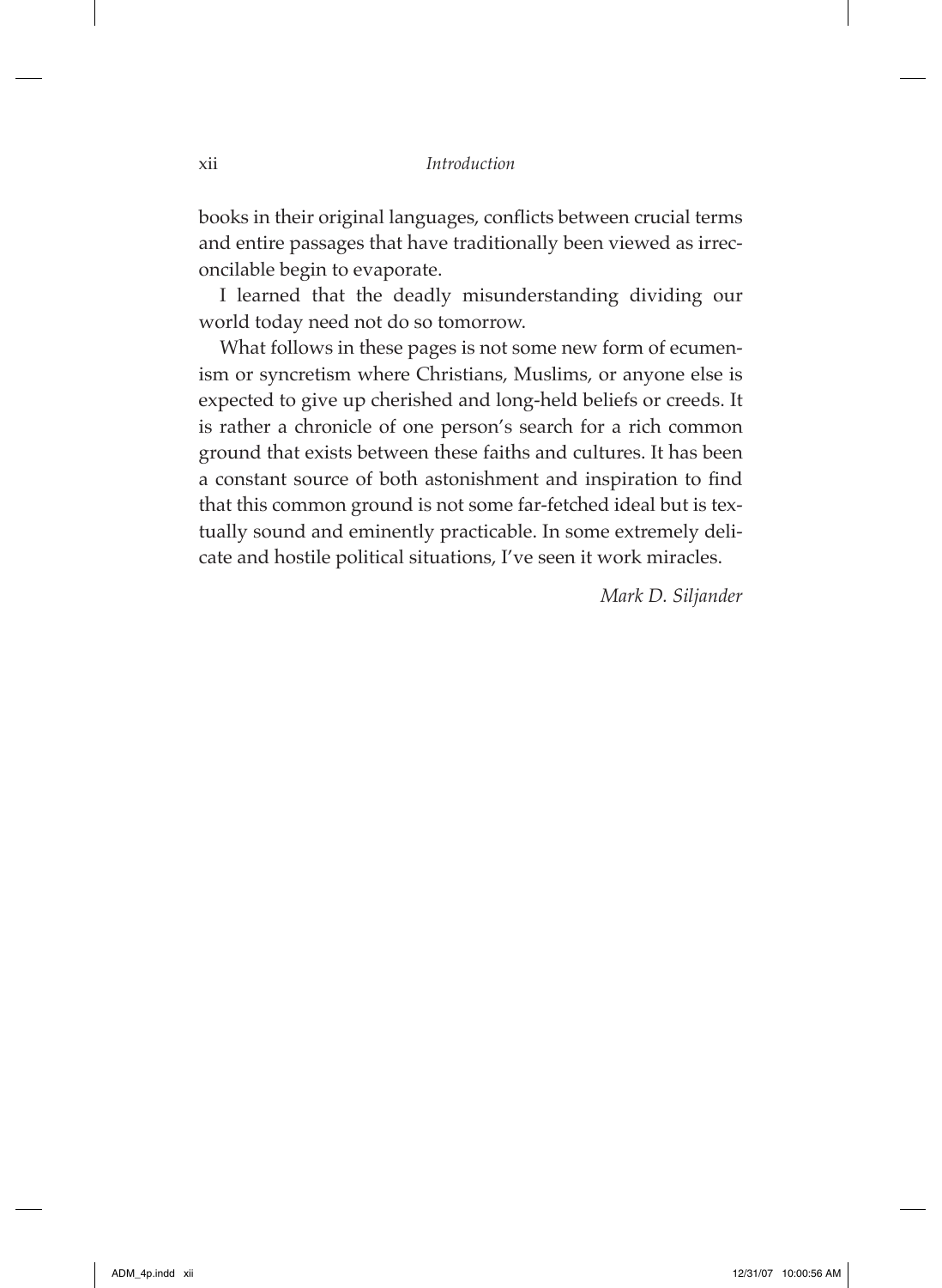books in their original languages, conflicts between crucial terms and entire passages that have traditionally been viewed as irreconcilable begin to evaporate.

I learned that the deadly misunderstanding dividing our world today need not do so tomorrow.

What follows in these pages is not some new form of ecumenism or syncretism where Christians, Muslims, or anyone else is expected to give up cherished and long-held beliefs or creeds. It is rather a chronicle of one person's search for a rich common ground that exists between these faiths and cultures. It has been a constant source of both astonishment and inspiration to find that this common ground is not some far-fetched ideal but is textually sound and eminently practicable. In some extremely delicate and hostile political situations, I've seen it work miracles.

*Mark D. Siljander*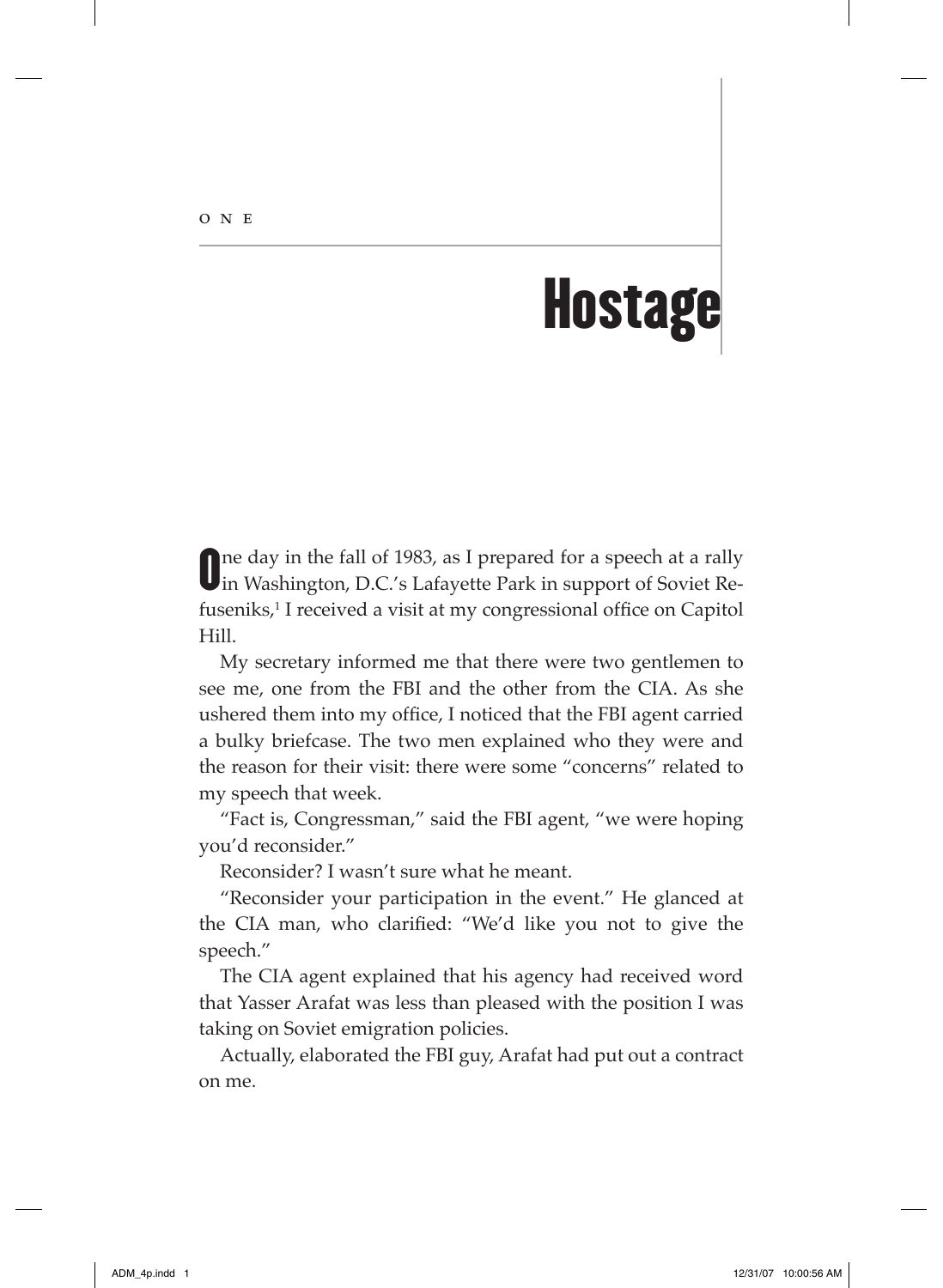ONE

# Hostage

One day in the fall of 1983, as I prepared for a speech at a rally in Washington, D.C.'s Lafayette Park in support of Soviet Refuseniks,[1] I received a visit at my congressional office on Capitol Hill.

My secretary informed me that there were two gentlemen to see me, one from the FBI and the other from the CIA. As she ushered them into my office, I noticed that the FBI agent carried a bulky briefcase. The two men explained who they were and the reason for their visit: there were some "concerns" related to my speech that week.

"Fact is, Congressman," said the FBI agent, "we were hoping you'd reconsider."

Reconsider? I wasn't sure what he meant.

"Reconsider your participation in the event." He glanced at the CIA man, who clarified: "We'd like you not to give the speech."

The CIA agent explained that his agency had received word that Yasser Arafat was less than pleased with the position I was taking on Soviet emigration policies.

Actually, elaborated the FBI guy, Arafat had put out a contract on me.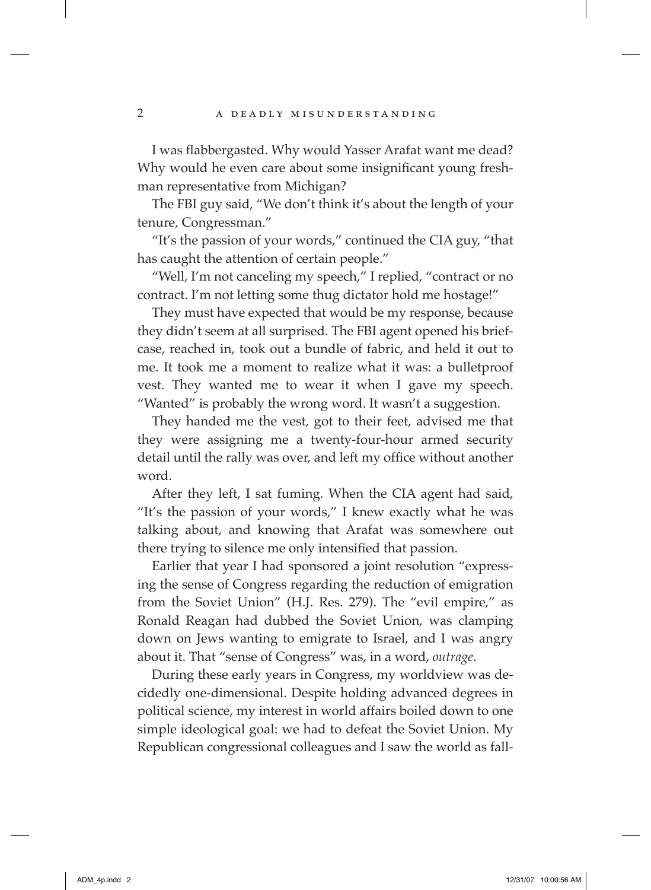I was flabbergasted. Why would Yasser Arafat want me dead? Why would he even care about some insignificant young freshman representative from Michigan?

The FBI guy said, "We don't think it's about the length of your tenure, Congressman."

"It's the passion of your words," continued the CIA guy, "that has caught the attention of certain people."

"Well, I'm not canceling my speech," I replied, "contract or no contract. I'm not letting some thug dictator hold me hostage!"

They must have expected that would be my response, because they didn't seem at all surprised. The FBI agent opened his briefcase, reached in, took out a bundle of fabric, and held it out to me. It took me a moment to realize what it was: a bulletproof vest. They wanted me to wear it when I gave my speech. "Wanted" is probably the wrong word. It wasn't a suggestion.

They handed me the vest, got to their feet, advised me that they were assigning me a twenty-four-hour armed security detail until the rally was over, and left my office without another word.

After they left, I sat fuming. When the CIA agent had said, "It's the passion of your words," I knew exactly what he was talking about, and knowing that Arafat was somewhere out there trying to silence me only intensified that passion.

Earlier that year I had sponsored a joint resolution "expressing the sense of Congress regarding the reduction of emigration from the Soviet Union" (H.J. Res. 279). The "evil empire," as Ronald Reagan had dubbed the Soviet Union, was clamping down on Jews wanting to emigrate to Israel, and I was angry about it. That "sense of Congress" was, in a word, *outrage*.

During these early years in Congress, my worldview was decidedly one-dimensional. Despite holding advanced degrees in political science, my interest in world affairs boiled down to one simple ideological goal: we had to defeat the Soviet Union. My Republican congressional colleagues and I saw the world as fall-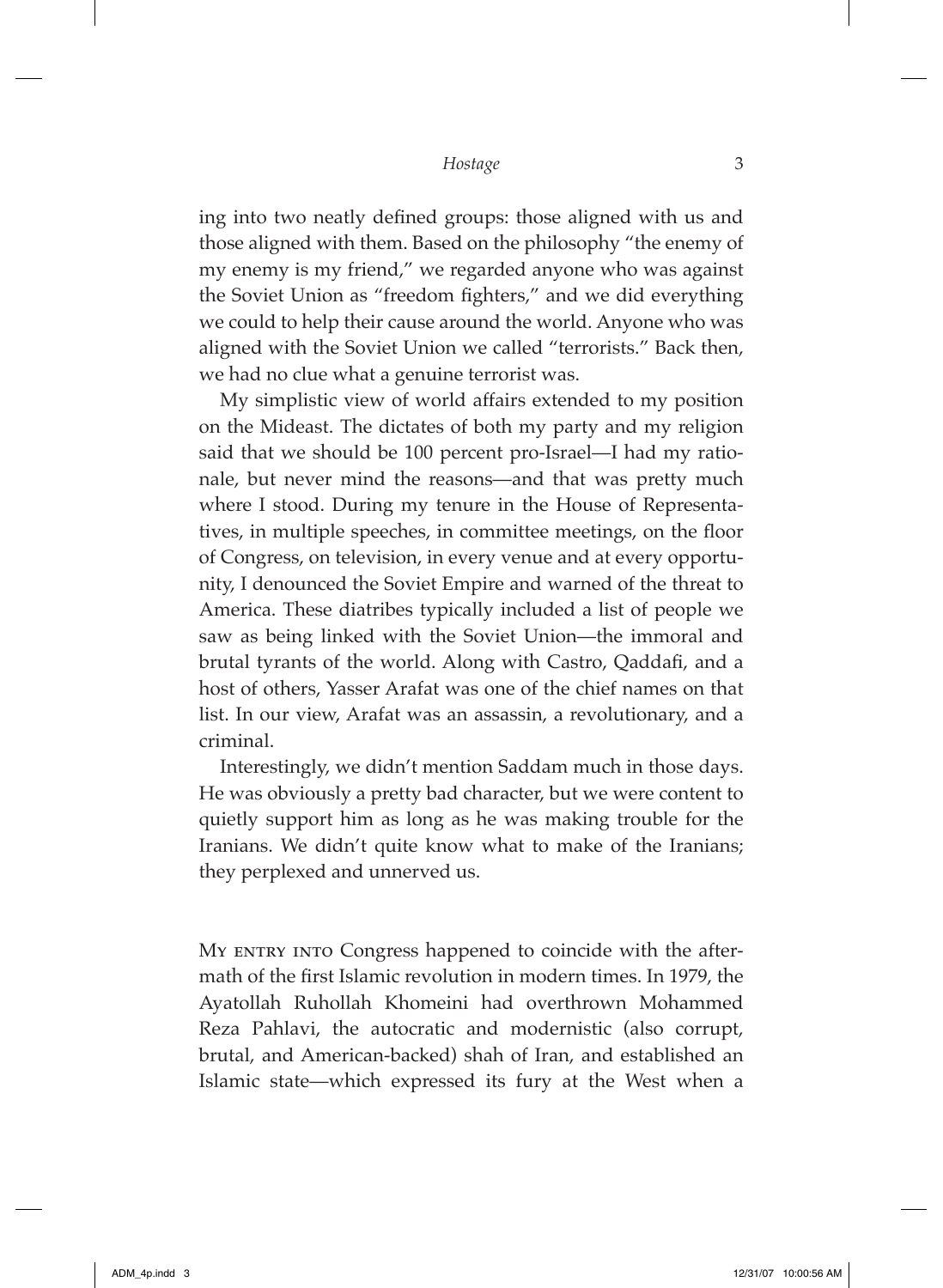ing into two neatly defined groups: those aligned with us and those aligned with them. Based on the philosophy "the enemy of my enemy is my friend," we regarded anyone who was against the Soviet Union as "freedom fighters," and we did everything we could to help their cause around the world. Anyone who was aligned with the Soviet Union we called "terrorists." Back then, we had no clue what a genuine terrorist was.

My simplistic view of world affairs extended to my position on the Mideast. The dictates of both my party and my religion said that we should be 100 percent pro-Israel—I had my rationale, but never mind the reasons—and that was pretty much where I stood. During my tenure in the House of Representatives, in multiple speeches, in committee meetings, on the floor of Congress, on television, in every venue and at every opportunity, I denounced the Soviet Empire and warned of the threat to America. These diatribes typically included a list of people we saw as being linked with the Soviet Union—the immoral and brutal tyrants of the world. Along with Castro, Qaddafi, and a host of others, Yasser Arafat was one of the chief names on that list. In our view, Arafat was an assassin, a revolutionary, and a criminal.

Interestingly, we didn't mention Saddam much in those days. He was obviously a pretty bad character, but we were content to quietly support him as long as he was making trouble for the Iranians. We didn't quite know what to make of the Iranians; they perplexed and unnerved us.

My entry into Congress happened to coincide with the aftermath of the first Islamic revolution in modern times. In 1979, the Ayatollah Ruhollah Khomeini had overthrown Mohammed Reza Pahlavi, the autocratic and modernistic (also corrupt, brutal, and American-backed) shah of Iran, and established an Islamic state—which expressed its fury at the West when a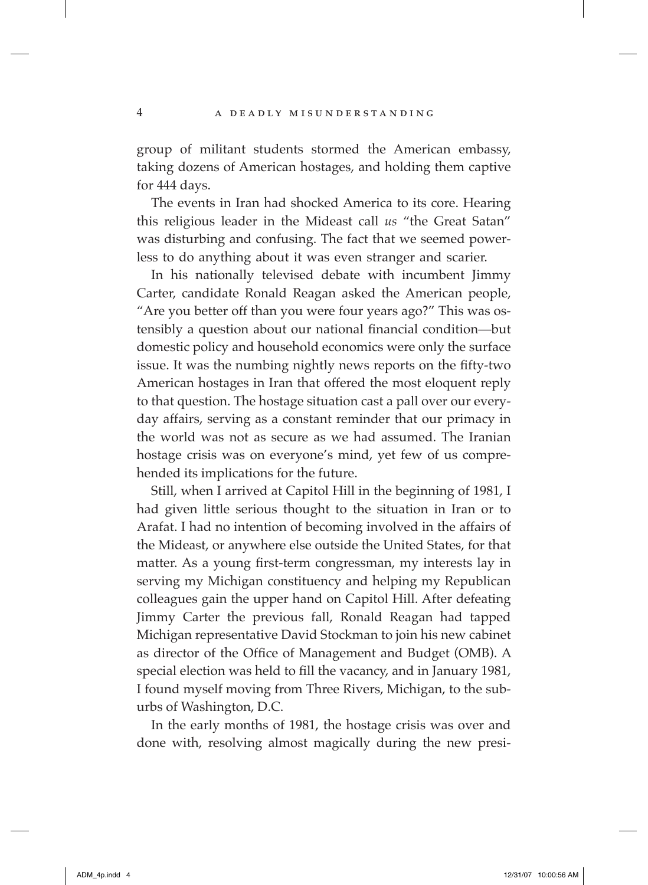group of militant students stormed the American embassy, taking dozens of American hostages, and holding them captive for 444 days.

The events in Iran had shocked America to its core. Hearing this religious leader in the Mideast call *us* "the Great Satan" was disturbing and confusing. The fact that we seemed powerless to do anything about it was even stranger and scarier.

In his nationally televised debate with incumbent Jimmy Carter, candidate Ronald Reagan asked the American people, "Are you better off than you were four years ago?" This was ostensibly a question about our national financial condition—but domestic policy and household economics were only the surface issue. It was the numbing nightly news reports on the fifty-two American hostages in Iran that offered the most eloquent reply to that question. The hostage situation cast a pall over our everyday affairs, serving as a constant reminder that our primacy in the world was not as secure as we had assumed. The Iranian hostage crisis was on everyone's mind, yet few of us comprehended its implications for the future.

Still, when I arrived at Capitol Hill in the beginning of 1981, I had given little serious thought to the situation in Iran or to Arafat. I had no intention of becoming involved in the affairs of the Mideast, or anywhere else outside the United States, for that matter. As a young first-term congressman, my interests lay in serving my Michigan constituency and helping my Republican colleagues gain the upper hand on Capitol Hill. After defeating Jimmy Carter the previous fall, Ronald Reagan had tapped Michigan representative David Stockman to join his new cabinet as director of the Office of Management and Budget (OMB). A special election was held to fill the vacancy, and in January 1981, I found myself moving from Three Rivers, Michigan, to the suburbs of Washington, D.C.

In the early months of 1981, the hostage crisis was over and done with, resolving almost magically during the new presi-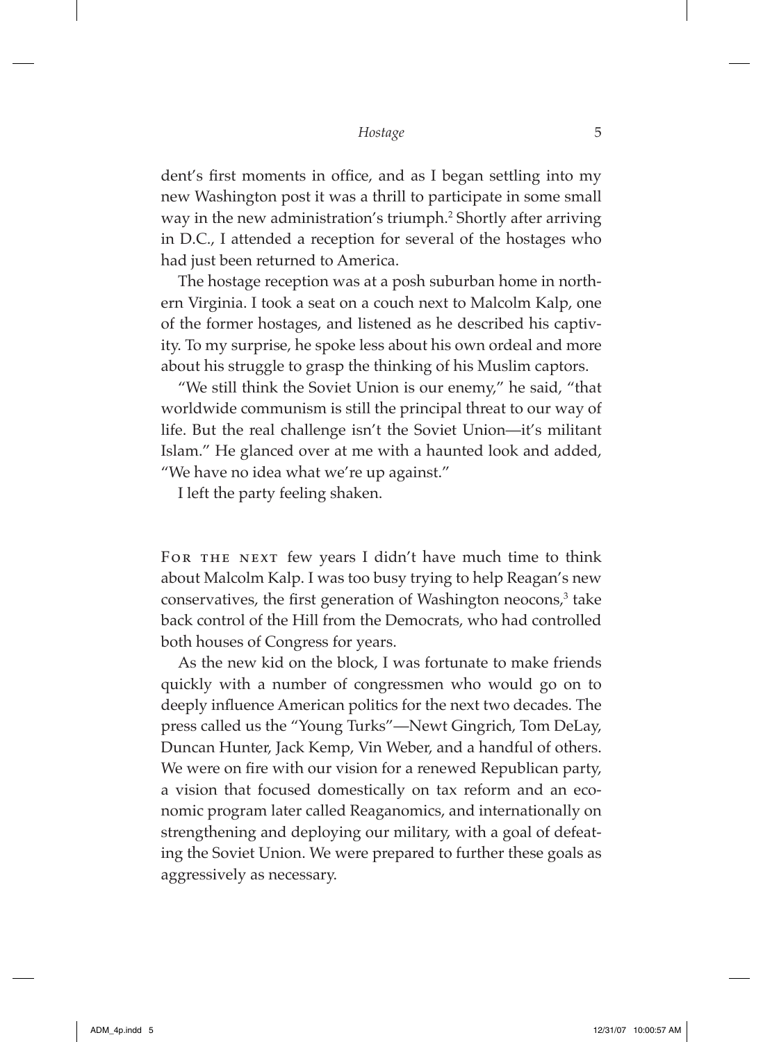dent's first moments in office, and as I began settling into my new Washington post it was a thrill to participate in some small way in the new administration's triumph.[2] Shortly after arriving in D.C., I attended a reception for several of the hostages who had just been returned to America.

The hostage reception was at a posh suburban home in northern Virginia. I took a seat on a couch next to Malcolm Kalp, one of the former hostages, and listened as he described his captivity. To my surprise, he spoke less about his own ordeal and more about his struggle to grasp the thinking of his Muslim captors.

"We still think the Soviet Union is our enemy," he said, "that worldwide communism is still the principal threat to our way of life. But the real challenge isn't the Soviet Union—it's militant Islam." He glanced over at me with a haunted look and added, "We have no idea what we're up against."

I left the party feeling shaken.

For the next few years I didn't have much time to think about Malcolm Kalp. I was too busy trying to help Reagan's new conservatives, the first generation of Washington neocons,[3] take back control of the Hill from the Democrats, who had controlled both houses of Congress for years.

As the new kid on the block, I was fortunate to make friends quickly with a number of congressmen who would go on to deeply influence American politics for the next two decades. The press called us the "Young Turks"—Newt Gingrich, Tom DeLay, Duncan Hunter, Jack Kemp, Vin Weber, and a handful of others. We were on fire with our vision for a renewed Republican party, a vision that focused domestically on tax reform and an economic program later called Reaganomics, and internationally on strengthening and deploying our military, with a goal of defeating the Soviet Union. We were prepared to further these goals as aggressively as necessary.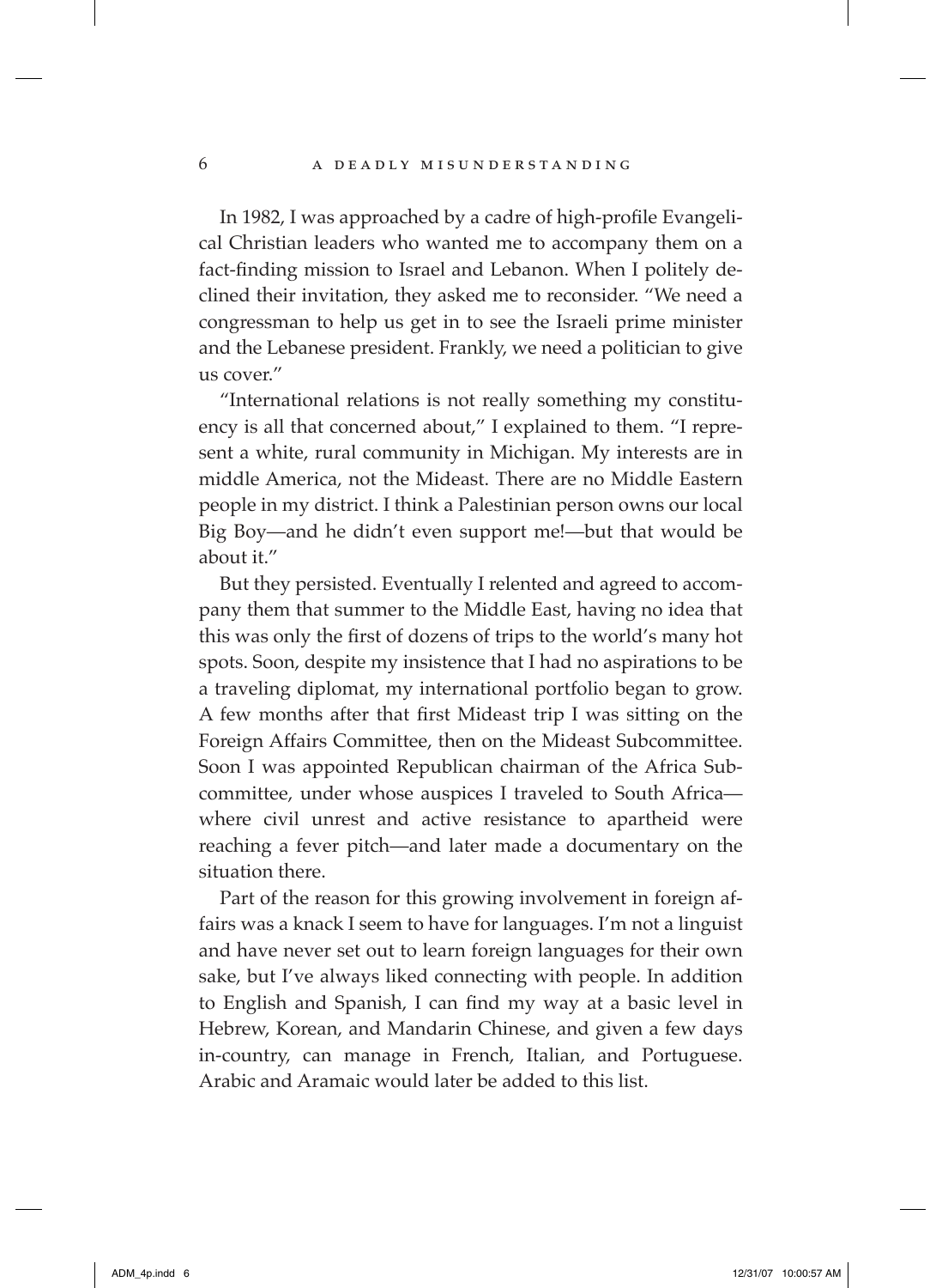In 1982, I was approached by a cadre of high-profile Evangelical Christian leaders who wanted me to accompany them on a fact-finding mission to Israel and Lebanon. When I politely declined their invitation, they asked me to reconsider. "We need a congressman to help us get in to see the Israeli prime minister and the Lebanese president. Frankly, we need a politician to give us cover."

"International relations is not really something my constituency is all that concerned about," I explained to them. "I represent a white, rural community in Michigan. My interests are in middle America, not the Mideast. There are no Middle Eastern people in my district. I think a Palestinian person owns our local Big Boy—and he didn't even support me!—but that would be about it."

But they persisted. Eventually I relented and agreed to accompany them that summer to the Middle East, having no idea that this was only the first of dozens of trips to the world's many hot spots. Soon, despite my insistence that I had no aspirations to be a traveling diplomat, my international portfolio began to grow. A few months after that first Mideast trip I was sitting on the Foreign Affairs Committee, then on the Mideast Subcommittee. Soon I was appointed Republican chairman of the Africa Subcommittee, under whose auspices I traveled to South Africa—where civil unrest and active resistance to apartheid were reaching a fever pitch—and later made a documentary on the situation there.

Part of the reason for this growing involvement in foreign affairs was a knack I seem to have for languages. I'm not a linguist and have never set out to learn foreign languages for their own sake, but I've always liked connecting with people. In addition to English and Spanish, I can find my way at a basic level in Hebrew, Korean, and Mandarin Chinese, and given a few days in-country, can manage in French, Italian, and Portuguese. Arabic and Aramaic would later be added to this list.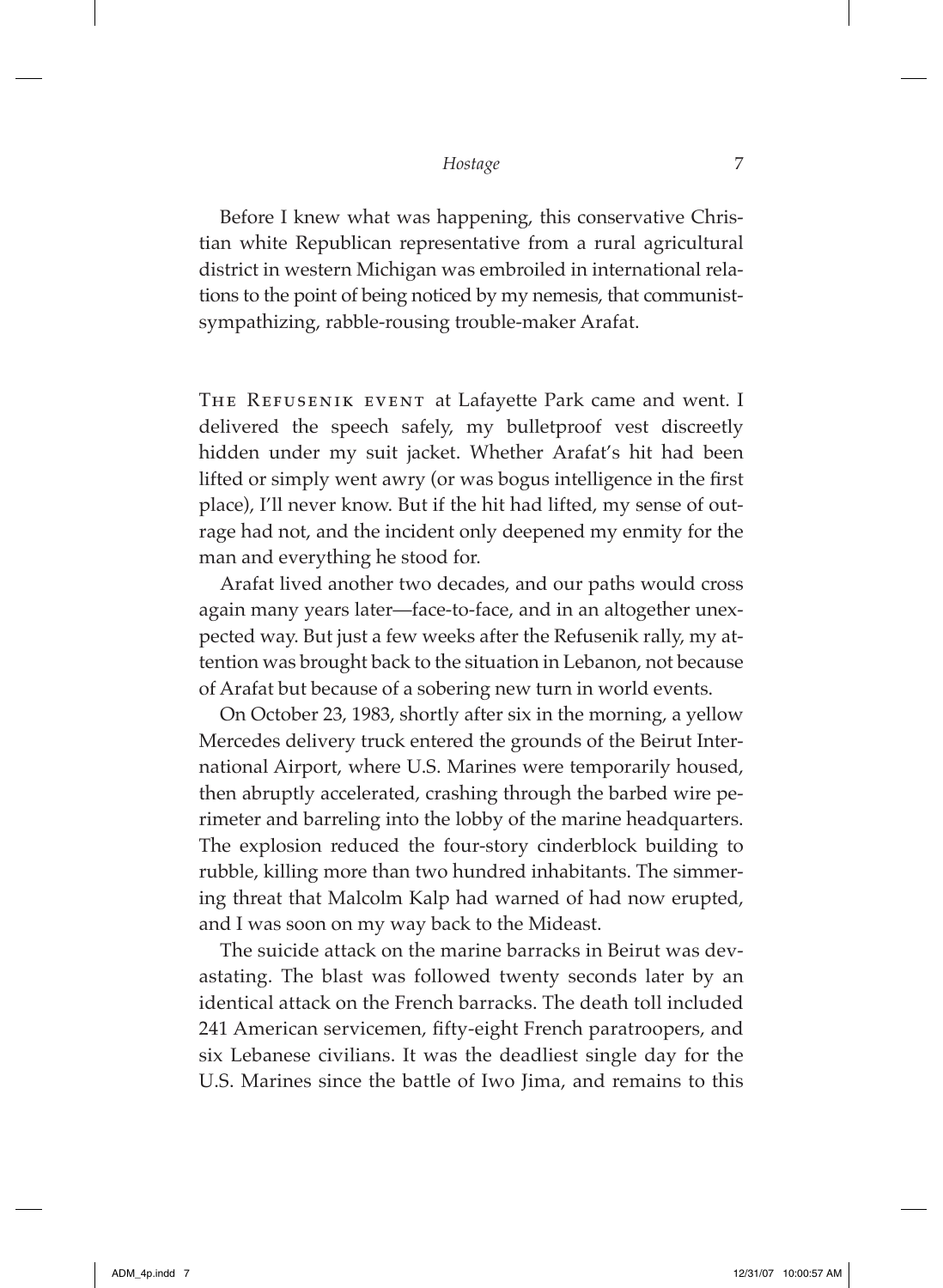Before I knew what was happening, this conservative Christian white Republican representative from a rural agricultural district in western Michigan was embroiled in international relations to the point of being noticed by my nemesis, that communist-sympathizing, rabble-rousing trouble-maker Arafat.

The Refusenik event at Lafayette Park came and went. I delivered the speech safely, my bulletproof vest discreetly hidden under my suit jacket. Whether Arafat's hit had been lifted or simply went awry (or was bogus intelligence in the first place), I'll never know. But if the hit had lifted, my sense of outrage had not, and the incident only deepened my enmity for the man and everything he stood for.

Arafat lived another two decades, and our paths would cross again many years later—face-to-face, and in an altogether unexpected way. But just a few weeks after the Refusenik rally, my attention was brought back to the situation in Lebanon, not because of Arafat but because of a sobering new turn in world events.

On October 23, 1983, shortly after six in the morning, a yellow Mercedes delivery truck entered the grounds of the Beirut International Airport, where U.S. Marines were temporarily housed, then abruptly accelerated, crashing through the barbed wire perimeter and barreling into the lobby of the marine headquarters. The explosion reduced the four-story cinderblock building to rubble, killing more than two hundred inhabitants. The simmering threat that Malcolm Kalp had warned of had now erupted, and I was soon on my way back to the Mideast.

The suicide attack on the marine barracks in Beirut was devastating. The blast was followed twenty seconds later by an identical attack on the French barracks. The death toll included 241 American servicemen, fifty-eight French paratroopers, and six Lebanese civilians. It was the deadliest single day for the U.S. Marines since the battle of Iwo Jima, and remains to this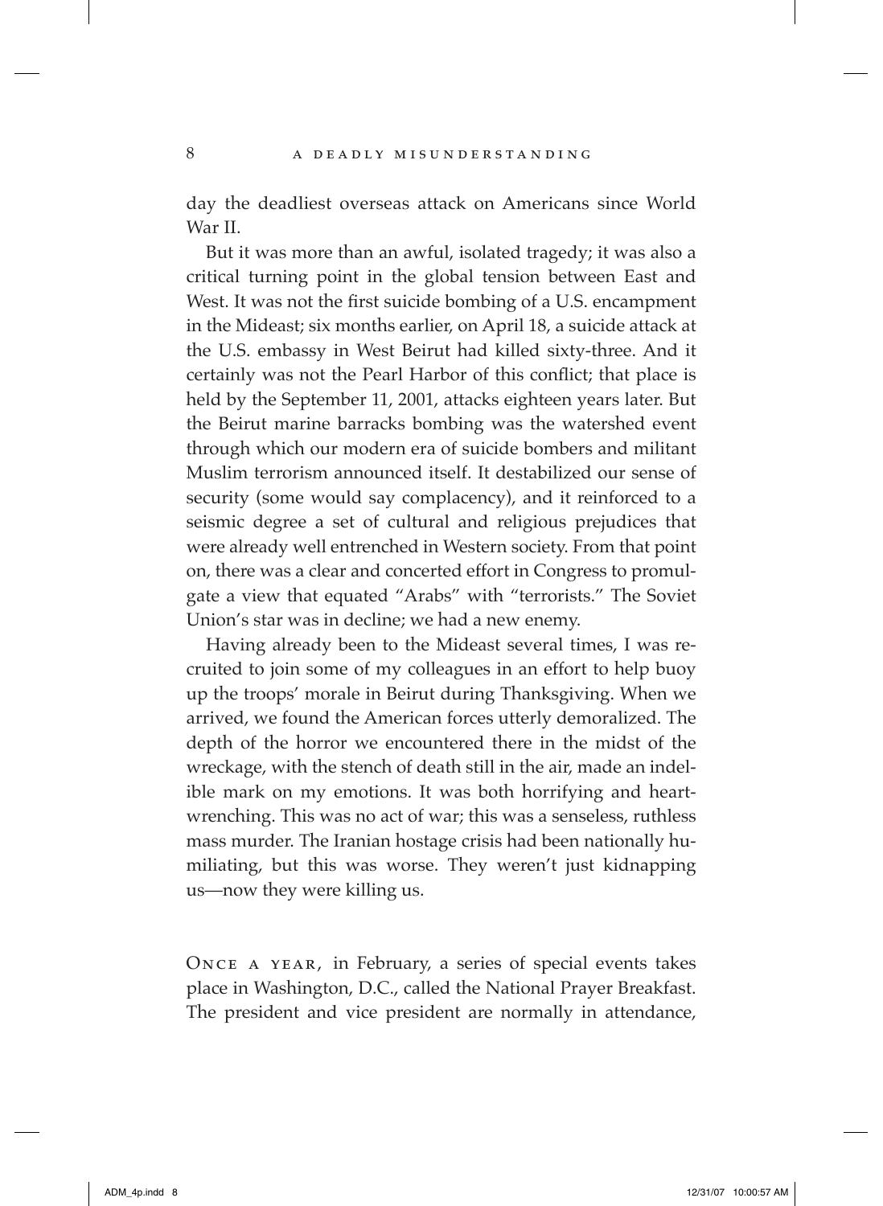day the deadliest overseas attack on Americans since World War II.

But it was more than an awful, isolated tragedy; it was also a critical turning point in the global tension between East and West. It was not the first suicide bombing of a U.S. encampment in the Mideast; six months earlier, on April 18, a suicide attack at the U.S. embassy in West Beirut had killed sixty-three. And it certainly was not the Pearl Harbor of this conflict; that place is held by the September 11, 2001, attacks eighteen years later. But the Beirut marine barracks bombing was the watershed event through which our modern era of suicide bombers and militant Muslim terrorism announced itself. It destabilized our sense of security (some would say complacency), and it reinforced to a seismic degree a set of cultural and religious prejudices that were already well entrenched in Western society. From that point on, there was a clear and concerted effort in Congress to promulgate a view that equated "Arabs" with "terrorists." The Soviet Union's star was in decline; we had a new enemy.

Having already been to the Mideast several times, I was recruited to join some of my colleagues in an effort to help buoy up the troops' morale in Beirut during Thanksgiving. When we arrived, we found the American forces utterly demoralized. The depth of the horror we encountered there in the midst of the wreckage, with the stench of death still in the air, made an indelible mark on my emotions. It was both horrifying and heartwrenching. This was no act of war; this was a senseless, ruthless mass murder. The Iranian hostage crisis had been nationally humiliating, but this was worse. They weren't just kidnapping us—now they were killing us.

Once a year, in February, a series of special events takes place in Washington, D.C., called the National Prayer Breakfast. The president and vice president are normally in attendance,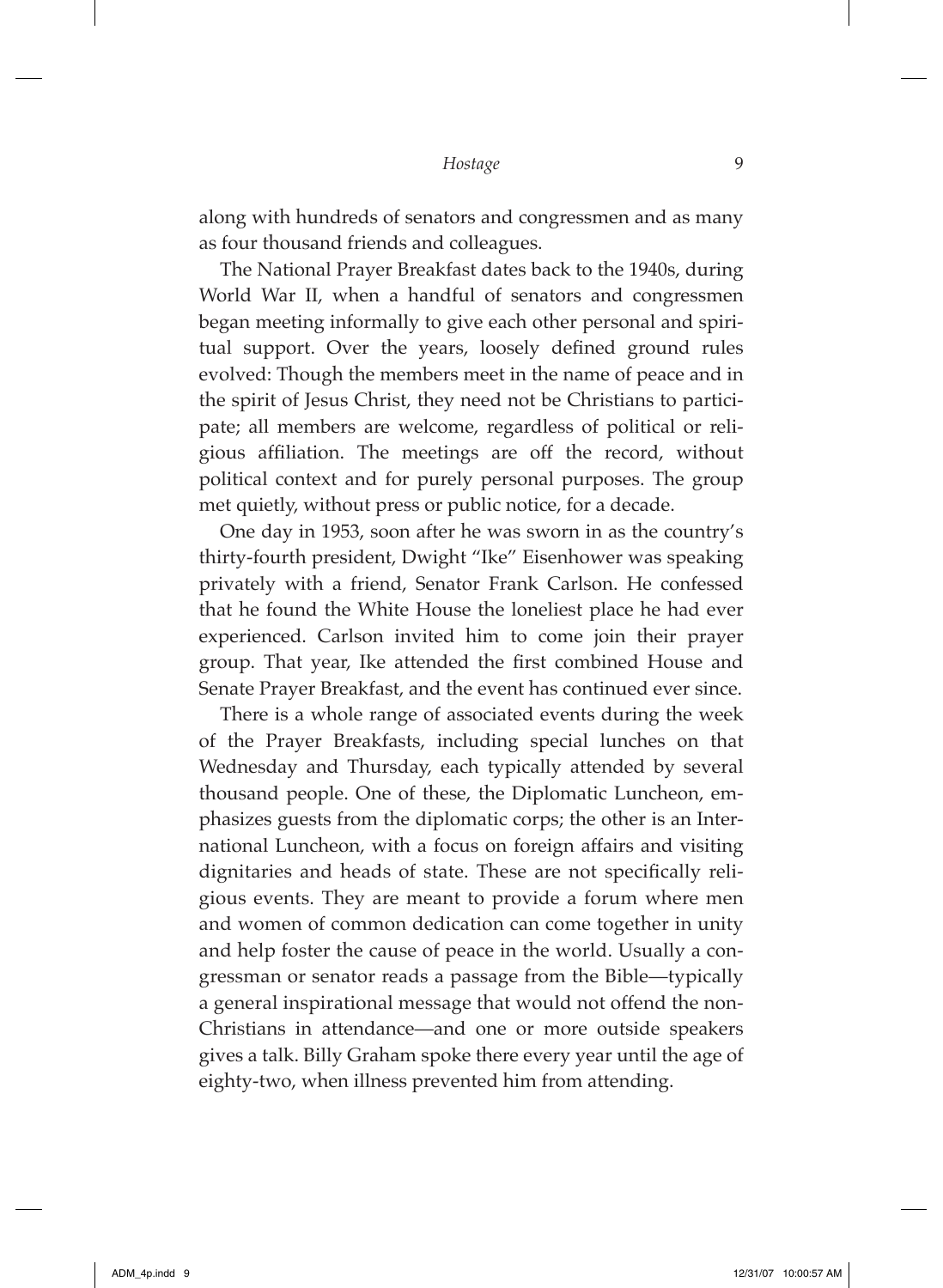along with hundreds of senators and congressmen and as many as four thousand friends and colleagues.

The National Prayer Breakfast dates back to the 1940s, during World War II, when a handful of senators and congressmen began meeting informally to give each other personal and spiritual support. Over the years, loosely defined ground rules evolved: Though the members meet in the name of peace and in the spirit of Jesus Christ, they need not be Christians to participate; all members are welcome, regardless of political or religious affiliation. The meetings are off the record, without political context and for purely personal purposes. The group met quietly, without press or public notice, for a decade.

One day in 1953, soon after he was sworn in as the country's thirty-fourth president, Dwight "Ike" Eisenhower was speaking privately with a friend, Senator Frank Carlson. He confessed that he found the White House the loneliest place he had ever experienced. Carlson invited him to come join their prayer group. That year, Ike attended the first combined House and Senate Prayer Breakfast, and the event has continued ever since.

There is a whole range of associated events during the week of the Prayer Breakfasts, including special lunches on that Wednesday and Thursday, each typically attended by several thousand people. One of these, the Diplomatic Luncheon, emphasizes guests from the diplomatic corps; the other is an International Luncheon, with a focus on foreign affairs and visiting dignitaries and heads of state. These are not specifically religious events. They are meant to provide a forum where men and women of common dedication can come together in unity and help foster the cause of peace in the world. Usually a congressman or senator reads a passage from the Bible—typically a general inspirational message that would not offend the non-Christians in attendance—and one or more outside speakers gives a talk. Billy Graham spoke there every year until the age of eighty-two, when illness prevented him from attending.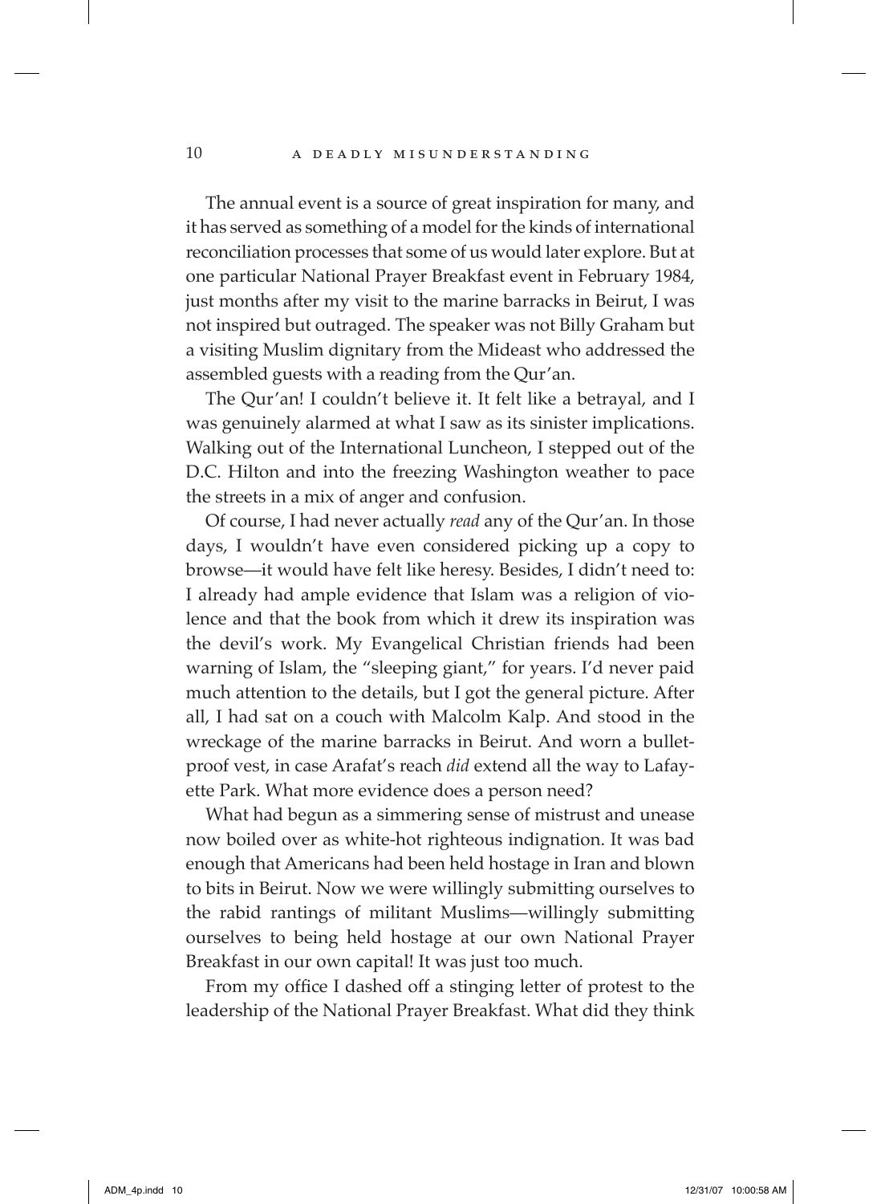The annual event is a source of great inspiration for many, and it has served as something of a model for the kinds of international reconciliation processes that some of us would later explore. But at one particular National Prayer Breakfast event in February 1984, just months after my visit to the marine barracks in Beirut, I was not inspired but outraged. The speaker was not Billy Graham but a visiting Muslim dignitary from the Mideast who addressed the assembled guests with a reading from the Qur'an.

The Qur'an! I couldn't believe it. It felt like a betrayal, and I was genuinely alarmed at what I saw as its sinister implications. Walking out of the International Luncheon, I stepped out of the D.C. Hilton and into the freezing Washington weather to pace the streets in a mix of anger and confusion.

Of course, I had never actually *read* any of the Qur'an. In those days, I wouldn't have even considered picking up a copy to browse—it would have felt like heresy. Besides, I didn't need to: I already had ample evidence that Islam was a religion of violence and that the book from which it drew its inspiration was the devil's work. My Evangelical Christian friends had been warning of Islam, the "sleeping giant," for years. I'd never paid much attention to the details, but I got the general picture. After all, I had sat on a couch with Malcolm Kalp. And stood in the wreckage of the marine barracks in Beirut. And worn a bulletproof vest, in case Arafat's reach *did* extend all the way to Lafayette Park. What more evidence does a person need?

What had begun as a simmering sense of mistrust and unease now boiled over as white-hot righteous indignation. It was bad enough that Americans had been held hostage in Iran and blown to bits in Beirut. Now we were willingly submitting ourselves to the rabid rantings of militant Muslims—willingly submitting ourselves to being held hostage at our own National Prayer Breakfast in our own capital! It was just too much.

From my office I dashed off a stinging letter of protest to the leadership of the National Prayer Breakfast. What did they think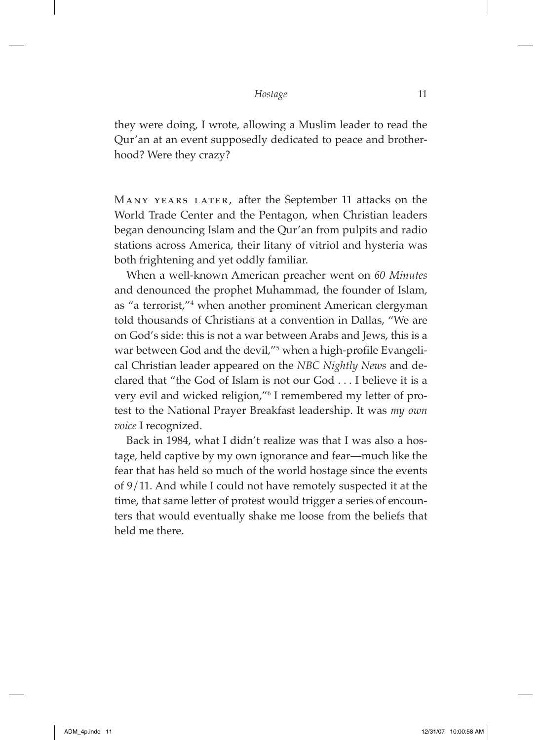they were doing, I wrote, allowing a Muslim leader to read the Qur'an at an event supposedly dedicated to peace and brotherhood? Were they crazy?

MANY YEARS LATER, after the September 11 attacks on the World Trade Center and the Pentagon, when Christian leaders began denouncing Islam and the Qur'an from pulpits and radio stations across America, their litany of vitriol and hysteria was both frightening and yet oddly familiar.

When a well-known American preacher went on *60 Minutes* and denounced the prophet Muhammad, the founder of Islam, as "a terrorist,"[4] when another prominent American clergyman told thousands of Christians at a convention in Dallas, "We are on God's side: this is not a war between Arabs and Jews, this is a war between God and the devil,"[5] when a high-profile Evangelical Christian leader appeared on the *NBC Nightly News* and declared that "the God of Islam is not our God . . . I believe it is a very evil and wicked religion,"[6] I remembered my letter of protest to the National Prayer Breakfast leadership. It was *my own voice* I recognized.

Back in 1984, what I didn't realize was that I was also a hostage, held captive by my own ignorance and fear—much like the fear that has held so much of the world hostage since the events of 9/11. And while I could not have remotely suspected it at the time, that same letter of protest would trigger a series of encounters that would eventually shake me loose from the beliefs that held me there.